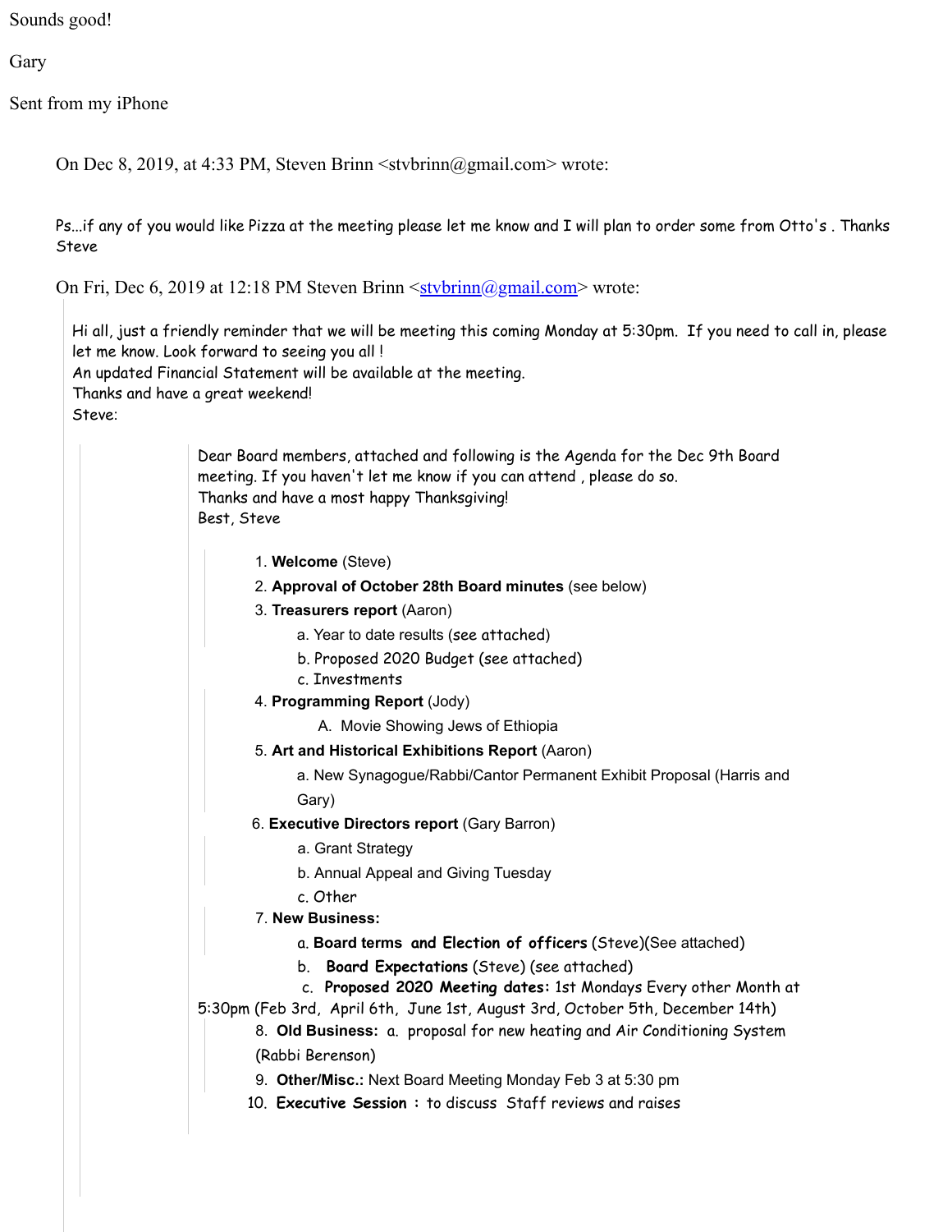Sounds good!

Gary

Sent from my iPhone

> On Dec 8, 2019, at 4:33 PM, Steven Brinn <stvbrinn@gmail.com> wrote:
>
> Ps...if any of you would like Pizza at the meeting please let me know and I will plan to order some from Otto's . Thanks Steve
>
> On Fri, Dec 6, 2019 at 12:18 PM Steven Brinn <stvbrinn@gmail.com> wrote:
>
>> Hi all, just a friendly reminder that we will be meeting this coming Monday at 5:30pm. If you need to call in, please let me know. Look forward to seeing you all !
>> An updated Financial Statement will be available at the meeting.
>> Thanks and have a great weekend!
>> Steve:
>>
>>> Dear Board members, attached and following is the Agenda for the Dec 9th Board meeting. If you haven't let me know if you can attend , please do so.
>>> Thanks and have a most happy Thanksgiving!
>>> Best, Steve
>>>
>>> 1. **Welcome** (Steve)
>>> 2. **Approval of October 28th Board minutes** (see below)
>>> 3. **Treasurers report** (Aaron)
>>>    a. Year to date results (see attached)
>>>    b. Proposed 2020 Budget (see attached)
>>>    c. Investments
>>> 4. **Programming Report** (Jody)
>>>    A. Movie Showing Jews of Ethiopia
>>> 5. **Art and Historical Exhibitions Report** (Aaron)
>>>    a. New Synagogue/Rabbi/Cantor Permanent Exhibit Proposal (Harris and Gary)
>>> 6. **Executive Directors report** (Gary Barron)
>>>    a. Grant Strategy
>>>    b. Annual Appeal and Giving Tuesday
>>>    c. Other
>>> 7. **New Business:**
>>>    a. **Board terms and Election of officers** (Steve)(See attached)
>>>    b. **Board Expectations** (Steve) (see attached)
>>>    c. **Proposed 2020 Meeting dates:** 1st Mondays Every other Month at 5:30pm (Feb 3rd, April 6th, June 1st, August 3rd, October 5th, December 14th)
>>> 8. **Old Business:** a. proposal for new heating and Air Conditioning System (Rabbi Berenson)
>>> 9. **Other/Misc.:** Next Board Meeting Monday Feb 3 at 5:30 pm
>>> 10. **Executive Session** : to discuss Staff reviews and raises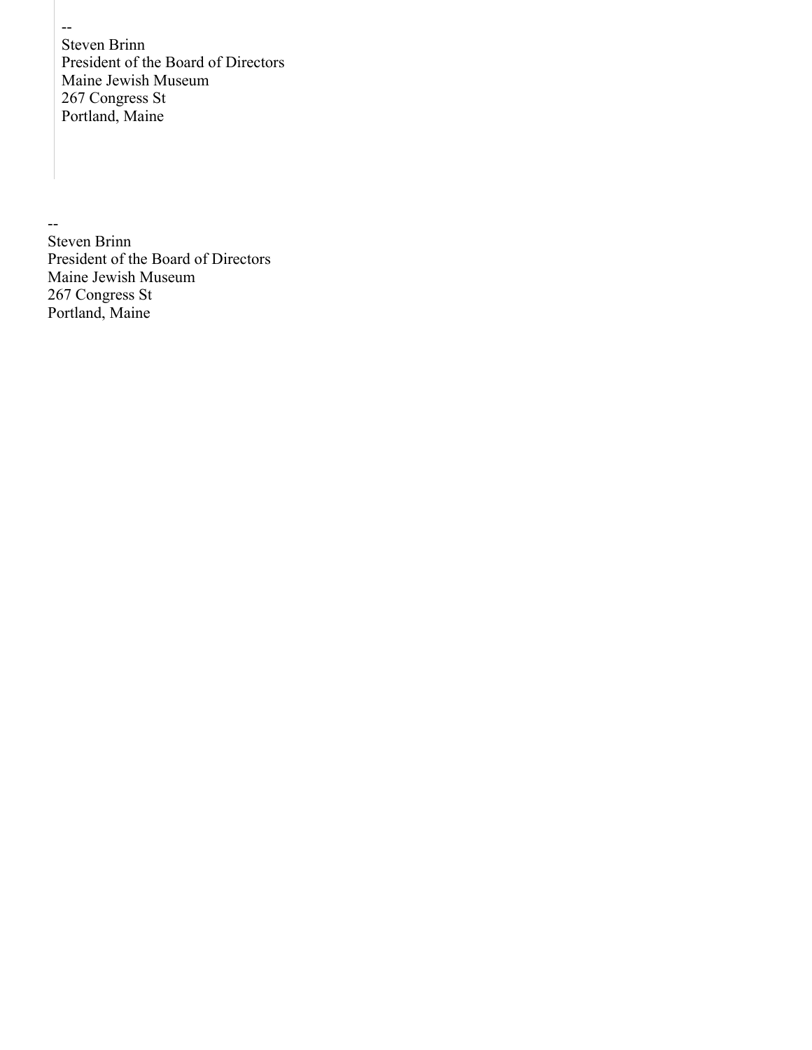> --
> Steven Brinn
> President of the Board of Directors
> Maine Jewish Museum
> 267 Congress St
> Portland, Maine

--
Steven Brinn
President of the Board of Directors
Maine Jewish Museum
267 Congress St
Portland, Maine